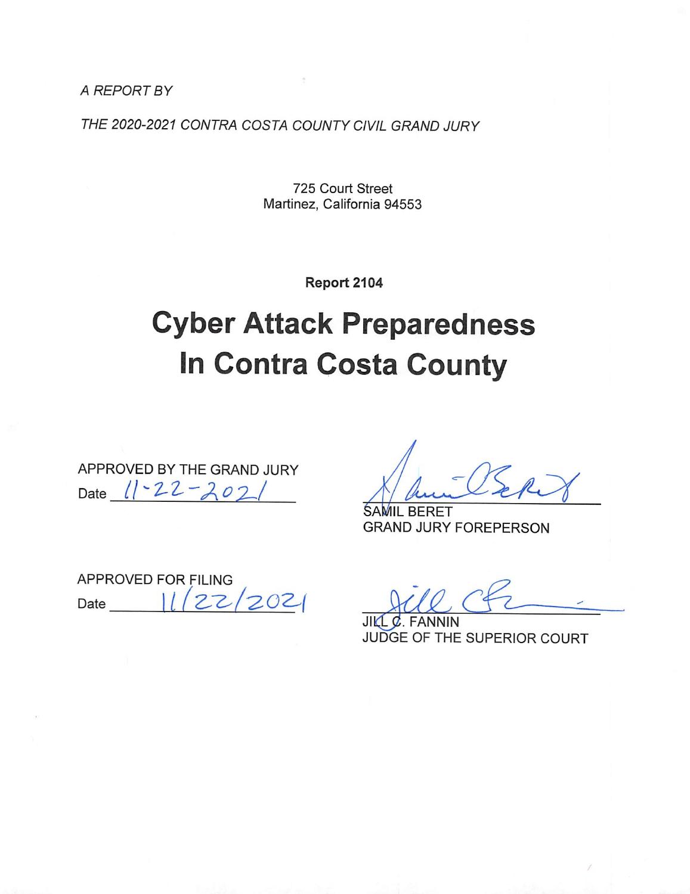*A REPORT BY*

*THE 2020-2021 CONTRA COSTA COUNTY CIVIL GRAND JURY*

725 Court Street
Martinez, California 94553

**Report 2104**

# Cyber Attack Preparedness In Contra Costa County

APPROVED BY THE GRAND JURY
Date 11-22-2021

SAMIL BERET
GRAND JURY FOREPERSON

APPROVED FOR FILING
Date 11/22/2021

JILL C. FANNIN
JUDGE OF THE SUPERIOR COURT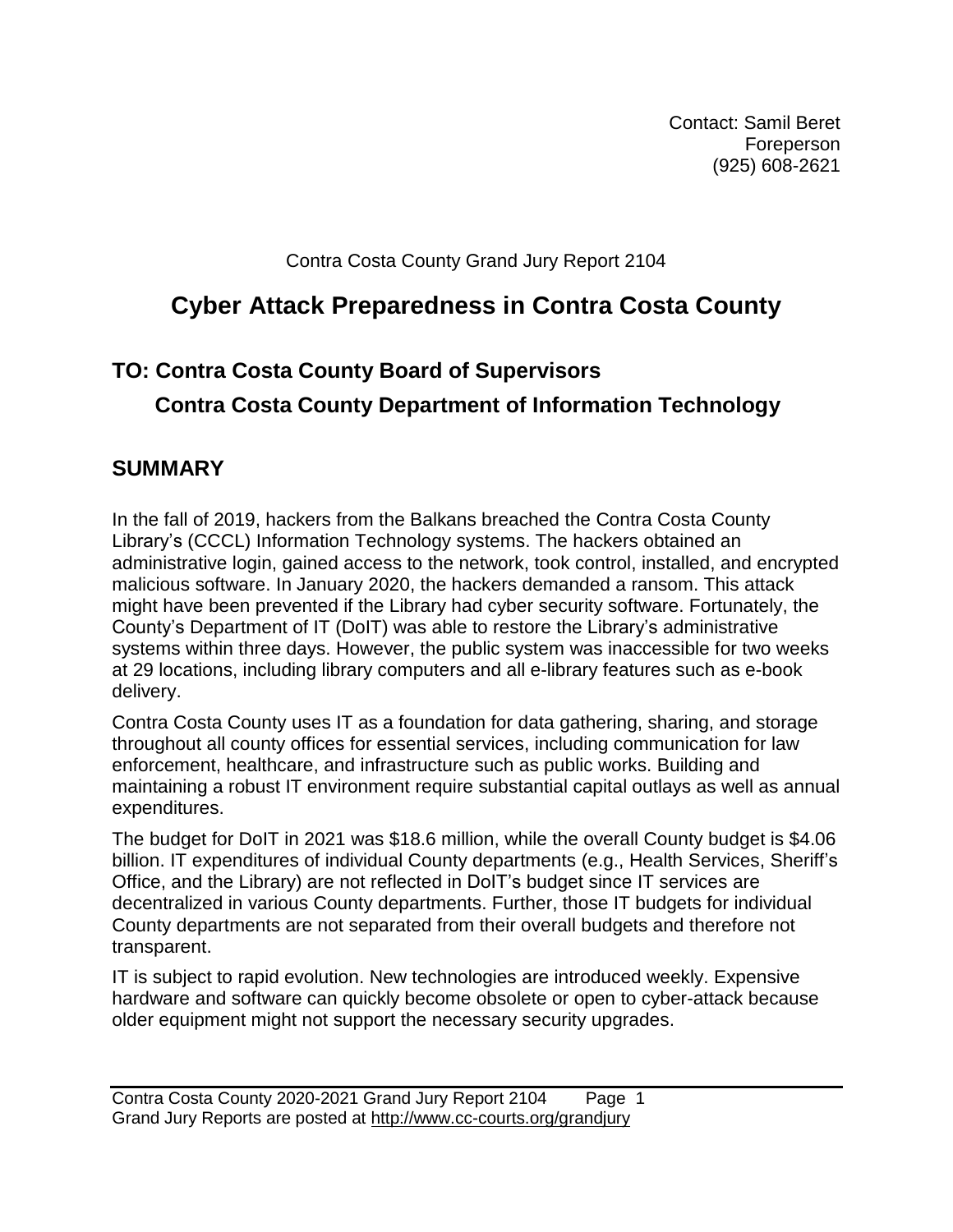Contact: Samil Beret
Foreperson
(925) 608-2621

Contra Costa County Grand Jury Report 2104

# Cyber Attack Preparedness in Contra Costa County

## TO: Contra Costa County Board of Supervisors
## Contra Costa County Department of Information Technology

## SUMMARY

In the fall of 2019, hackers from the Balkans breached the Contra Costa County Library's (CCCL) Information Technology systems. The hackers obtained an administrative login, gained access to the network, took control, installed, and encrypted malicious software. In January 2020, the hackers demanded a ransom. This attack might have been prevented if the Library had cyber security software. Fortunately, the County's Department of IT (DoIT) was able to restore the Library's administrative systems within three days. However, the public system was inaccessible for two weeks at 29 locations, including library computers and all e-library features such as e-book delivery.

Contra Costa County uses IT as a foundation for data gathering, sharing, and storage throughout all county offices for essential services, including communication for law enforcement, healthcare, and infrastructure such as public works. Building and maintaining a robust IT environment require substantial capital outlays as well as annual expenditures.

The budget for DoIT in 2021 was $18.6 million, while the overall County budget is $4.06 billion. IT expenditures of individual County departments (e.g., Health Services, Sheriff's Office, and the Library) are not reflected in DoIT's budget since IT services are decentralized in various County departments. Further, those IT budgets for individual County departments are not separated from their overall budgets and therefore not transparent.

IT is subject to rapid evolution. New technologies are introduced weekly. Expensive hardware and software can quickly become obsolete or open to cyber-attack because older equipment might not support the necessary security upgrades.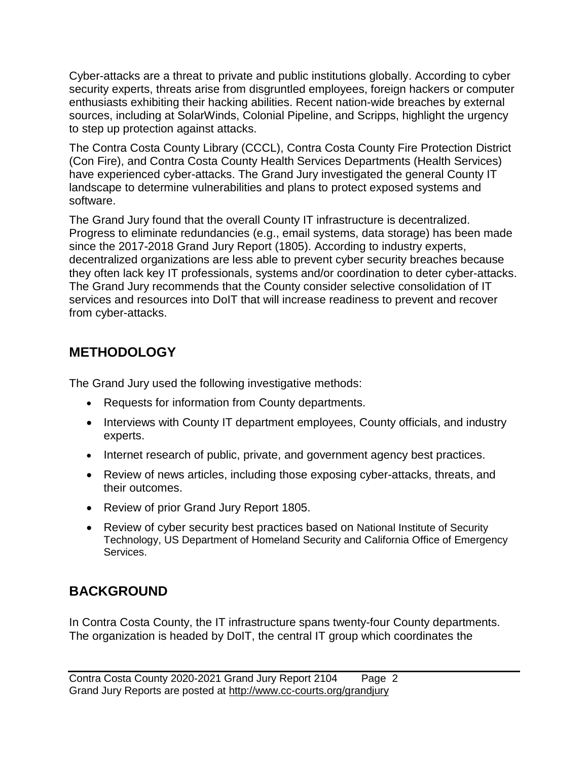Cyber-attacks are a threat to private and public institutions globally. According to cyber security experts, threats arise from disgruntled employees, foreign hackers or computer enthusiasts exhibiting their hacking abilities. Recent nation-wide breaches by external sources, including at SolarWinds, Colonial Pipeline, and Scripps, highlight the urgency to step up protection against attacks.

The Contra Costa County Library (CCCL), Contra Costa County Fire Protection District (Con Fire), and Contra Costa County Health Services Departments (Health Services) have experienced cyber-attacks. The Grand Jury investigated the general County IT landscape to determine vulnerabilities and plans to protect exposed systems and software.

The Grand Jury found that the overall County IT infrastructure is decentralized. Progress to eliminate redundancies (e.g., email systems, data storage) has been made since the 2017-2018 Grand Jury Report (1805). According to industry experts, decentralized organizations are less able to prevent cyber security breaches because they often lack key IT professionals, systems and/or coordination to deter cyber-attacks. The Grand Jury recommends that the County consider selective consolidation of IT services and resources into DoIT that will increase readiness to prevent and recover from cyber-attacks.

## METHODOLOGY

The Grand Jury used the following investigative methods:

- Requests for information from County departments.
- Interviews with County IT department employees, County officials, and industry experts.
- Internet research of public, private, and government agency best practices.
- Review of news articles, including those exposing cyber-attacks, threats, and their outcomes.
- Review of prior Grand Jury Report 1805.
- Review of cyber security best practices based on National Institute of Security Technology, US Department of Homeland Security and California Office of Emergency Services.

## BACKGROUND

In Contra Costa County, the IT infrastructure spans twenty-four County departments. The organization is headed by DoIT, the central IT group which coordinates the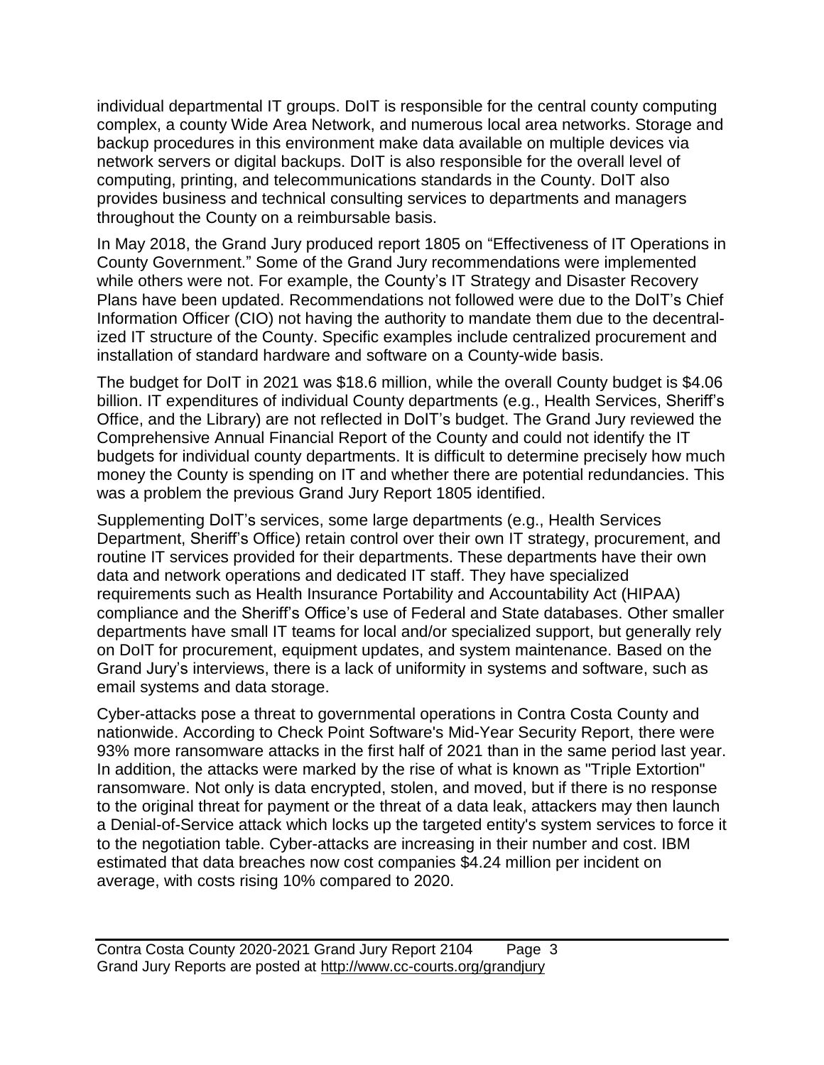individual departmental IT groups. DoIT is responsible for the central county computing complex, a county Wide Area Network, and numerous local area networks. Storage and backup procedures in this environment make data available on multiple devices via network servers or digital backups. DoIT is also responsible for the overall level of computing, printing, and telecommunications standards in the County. DoIT also provides business and technical consulting services to departments and managers throughout the County on a reimbursable basis.

In May 2018, the Grand Jury produced report 1805 on "Effectiveness of IT Operations in County Government." Some of the Grand Jury recommendations were implemented while others were not. For example, the County's IT Strategy and Disaster Recovery Plans have been updated. Recommendations not followed were due to the DoIT's Chief Information Officer (CIO) not having the authority to mandate them due to the decentralized IT structure of the County. Specific examples include centralized procurement and installation of standard hardware and software on a County-wide basis.

The budget for DoIT in 2021 was $18.6 million, while the overall County budget is $4.06 billion. IT expenditures of individual County departments (e.g., Health Services, Sheriff's Office, and the Library) are not reflected in DoIT's budget. The Grand Jury reviewed the Comprehensive Annual Financial Report of the County and could not identify the IT budgets for individual county departments. It is difficult to determine precisely how much money the County is spending on IT and whether there are potential redundancies. This was a problem the previous Grand Jury Report 1805 identified.

Supplementing DoIT's services, some large departments (e.g., Health Services Department, Sheriff's Office) retain control over their own IT strategy, procurement, and routine IT services provided for their departments. These departments have their own data and network operations and dedicated IT staff. They have specialized requirements such as Health Insurance Portability and Accountability Act (HIPAA) compliance and the Sheriff's Office's use of Federal and State databases. Other smaller departments have small IT teams for local and/or specialized support, but generally rely on DoIT for procurement, equipment updates, and system maintenance. Based on the Grand Jury's interviews, there is a lack of uniformity in systems and software, such as email systems and data storage.

Cyber-attacks pose a threat to governmental operations in Contra Costa County and nationwide. According to Check Point Software's Mid-Year Security Report, there were 93% more ransomware attacks in the first half of 2021 than in the same period last year. In addition, the attacks were marked by the rise of what is known as "Triple Extortion" ransomware. Not only is data encrypted, stolen, and moved, but if there is no response to the original threat for payment or the threat of a data leak, attackers may then launch a Denial-of-Service attack which locks up the targeted entity's system services to force it to the negotiation table. Cyber-attacks are increasing in their number and cost. IBM estimated that data breaches now cost companies $4.24 million per incident on average, with costs rising 10% compared to 2020.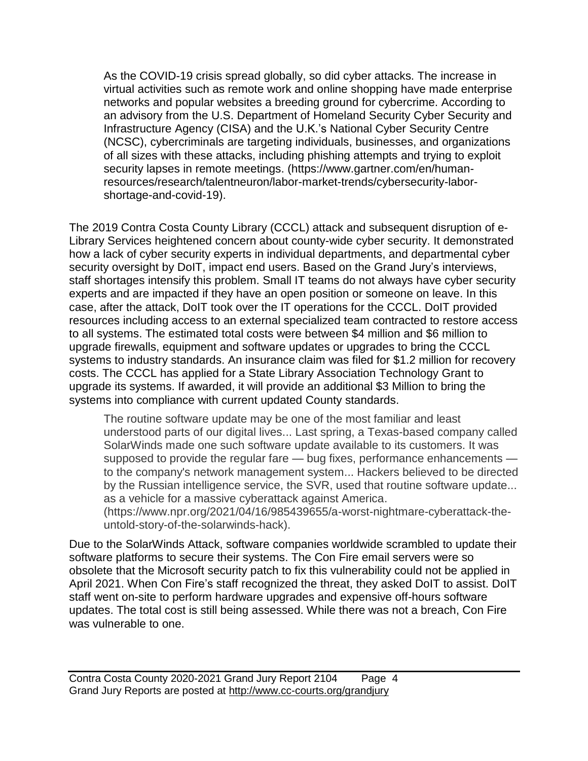> As the COVID-19 crisis spread globally, so did cyber attacks. The increase in virtual activities such as remote work and online shopping have made enterprise networks and popular websites a breeding ground for cybercrime. According to an advisory from the U.S. Department of Homeland Security Cyber Security and Infrastructure Agency (CISA) and the U.K.'s National Cyber Security Centre (NCSC), cybercriminals are targeting individuals, businesses, and organizations of all sizes with these attacks, including phishing attempts and trying to exploit security lapses in remote meetings. (https://www.gartner.com/en/human-resources/research/talentneuron/labor-market-trends/cybersecurity-labor-shortage-and-covid-19).

The 2019 Contra Costa County Library (CCCL) attack and subsequent disruption of e-Library Services heightened concern about county-wide cyber security. It demonstrated how a lack of cyber security experts in individual departments, and departmental cyber security oversight by DoIT, impact end users. Based on the Grand Jury's interviews, staff shortages intensify this problem. Small IT teams do not always have cyber security experts and are impacted if they have an open position or someone on leave. In this case, after the attack, DoIT took over the IT operations for the CCCL. DoIT provided resources including access to an external specialized team contracted to restore access to all systems. The estimated total costs were between $4 million and $6 million to upgrade firewalls, equipment and software updates or upgrades to bring the CCCL systems to industry standards. An insurance claim was filed for $1.2 million for recovery costs. The CCCL has applied for a State Library Association Technology Grant to upgrade its systems. If awarded, it will provide an additional $3 Million to bring the systems into compliance with current updated County standards.

> The routine software update may be one of the most familiar and least understood parts of our digital lives... Last spring, a Texas-based company called SolarWinds made one such software update available to its customers. It was supposed to provide the regular fare — bug fixes, performance enhancements — to the company's network management system... Hackers believed to be directed by the Russian intelligence service, the SVR, used that routine software update... as a vehicle for a massive cyberattack against America. (https://www.npr.org/2021/04/16/985439655/a-worst-nightmare-cyberattack-the-untold-story-of-the-solarwinds-hack).

Due to the SolarWinds Attack, software companies worldwide scrambled to update their software platforms to secure their systems. The Con Fire email servers were so obsolete that the Microsoft security patch to fix this vulnerability could not be applied in April 2021. When Con Fire's staff recognized the threat, they asked DoIT to assist. DoIT staff went on-site to perform hardware upgrades and expensive off-hours software updates. The total cost is still being assessed. While there was not a breach, Con Fire was vulnerable to one.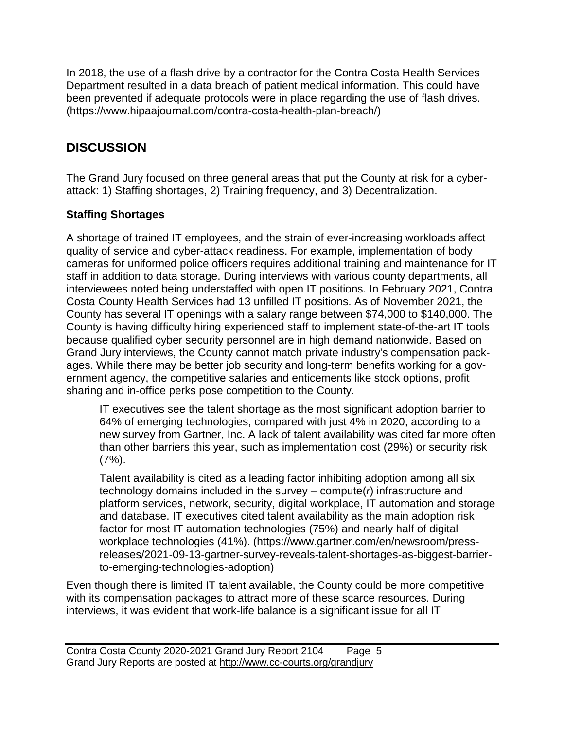In 2018, the use of a flash drive by a contractor for the Contra Costa Health Services Department resulted in a data breach of patient medical information. This could have been prevented if adequate protocols were in place regarding the use of flash drives. (https://www.hipaajournal.com/contra-costa-health-plan-breach/)

## DISCUSSION

The Grand Jury focused on three general areas that put the County at risk for a cyber-attack: 1) Staffing shortages, 2) Training frequency, and 3) Decentralization.

### Staffing Shortages

A shortage of trained IT employees, and the strain of ever-increasing workloads affect quality of service and cyber-attack readiness. For example, implementation of body cameras for uniformed police officers requires additional training and maintenance for IT staff in addition to data storage. During interviews with various county departments, all interviewees noted being understaffed with open IT positions. In February 2021, Contra Costa County Health Services had 13 unfilled IT positions. As of November 2021, the County has several IT openings with a salary range between $74,000 to $140,000. The County is having difficulty hiring experienced staff to implement state-of-the-art IT tools because qualified cyber security personnel are in high demand nationwide. Based on Grand Jury interviews, the County cannot match private industry's compensation packages. While there may be better job security and long-term benefits working for a government agency, the competitive salaries and enticements like stock options, profit sharing and in-office perks pose competition to the County.

> IT executives see the talent shortage as the most significant adoption barrier to 64% of emerging technologies, compared with just 4% in 2020, according to a new survey from Gartner, Inc. A lack of talent availability was cited far more often than other barriers this year, such as implementation cost (29%) or security risk (7%).
>
> Talent availability is cited as a leading factor inhibiting adoption among all six technology domains included in the survey – compute(*r*) infrastructure and platform services, network, security, digital workplace, IT automation and storage and database. IT executives cited talent availability as the main adoption risk factor for most IT automation technologies (75%) and nearly half of digital workplace technologies (41%). (https://www.gartner.com/en/newsroom/press-releases/2021-09-13-gartner-survey-reveals-talent-shortages-as-biggest-barrier-to-emerging-technologies-adoption)

Even though there is limited IT talent available, the County could be more competitive with its compensation packages to attract more of these scarce resources. During interviews, it was evident that work-life balance is a significant issue for all IT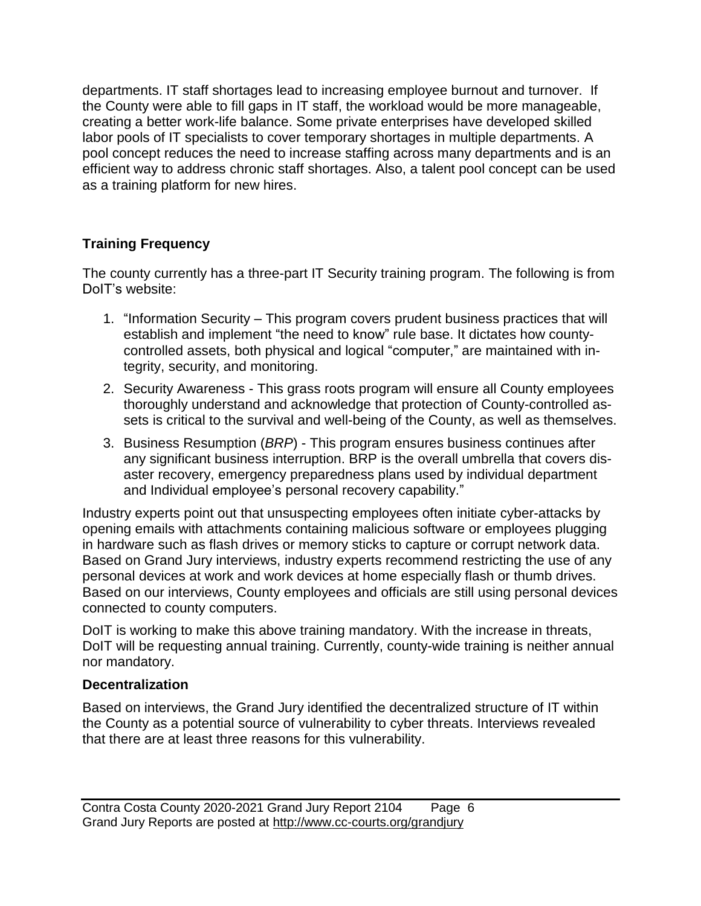departments. IT staff shortages lead to increasing employee burnout and turnover. If the County were able to fill gaps in IT staff, the workload would be more manageable, creating a better work-life balance. Some private enterprises have developed skilled labor pools of IT specialists to cover temporary shortages in multiple departments. A pool concept reduces the need to increase staffing across many departments and is an efficient way to address chronic staff shortages. Also, a talent pool concept can be used as a training platform for new hires.

## Training Frequency

The county currently has a three-part IT Security training program. The following is from DoIT's website:

1. "Information Security – This program covers prudent business practices that will establish and implement "the need to know" rule base. It dictates how county-controlled assets, both physical and logical "computer," are maintained with integrity, security, and monitoring.
2. Security Awareness - This grass roots program will ensure all County employees thoroughly understand and acknowledge that protection of County-controlled assets is critical to the survival and well-being of the County, as well as themselves.
3. Business Resumption (*BRP*) - This program ensures business continues after any significant business interruption. BRP is the overall umbrella that covers disaster recovery, emergency preparedness plans used by individual department and Individual employee's personal recovery capability."

Industry experts point out that unsuspecting employees often initiate cyber-attacks by opening emails with attachments containing malicious software or employees plugging in hardware such as flash drives or memory sticks to capture or corrupt network data. Based on Grand Jury interviews, industry experts recommend restricting the use of any personal devices at work and work devices at home especially flash or thumb drives. Based on our interviews, County employees and officials are still using personal devices connected to county computers.

DoIT is working to make this above training mandatory. With the increase in threats, DoIT will be requesting annual training. Currently, county-wide training is neither annual nor mandatory.

## Decentralization

Based on interviews, the Grand Jury identified the decentralized structure of IT within the County as a potential source of vulnerability to cyber threats. Interviews revealed that there are at least three reasons for this vulnerability.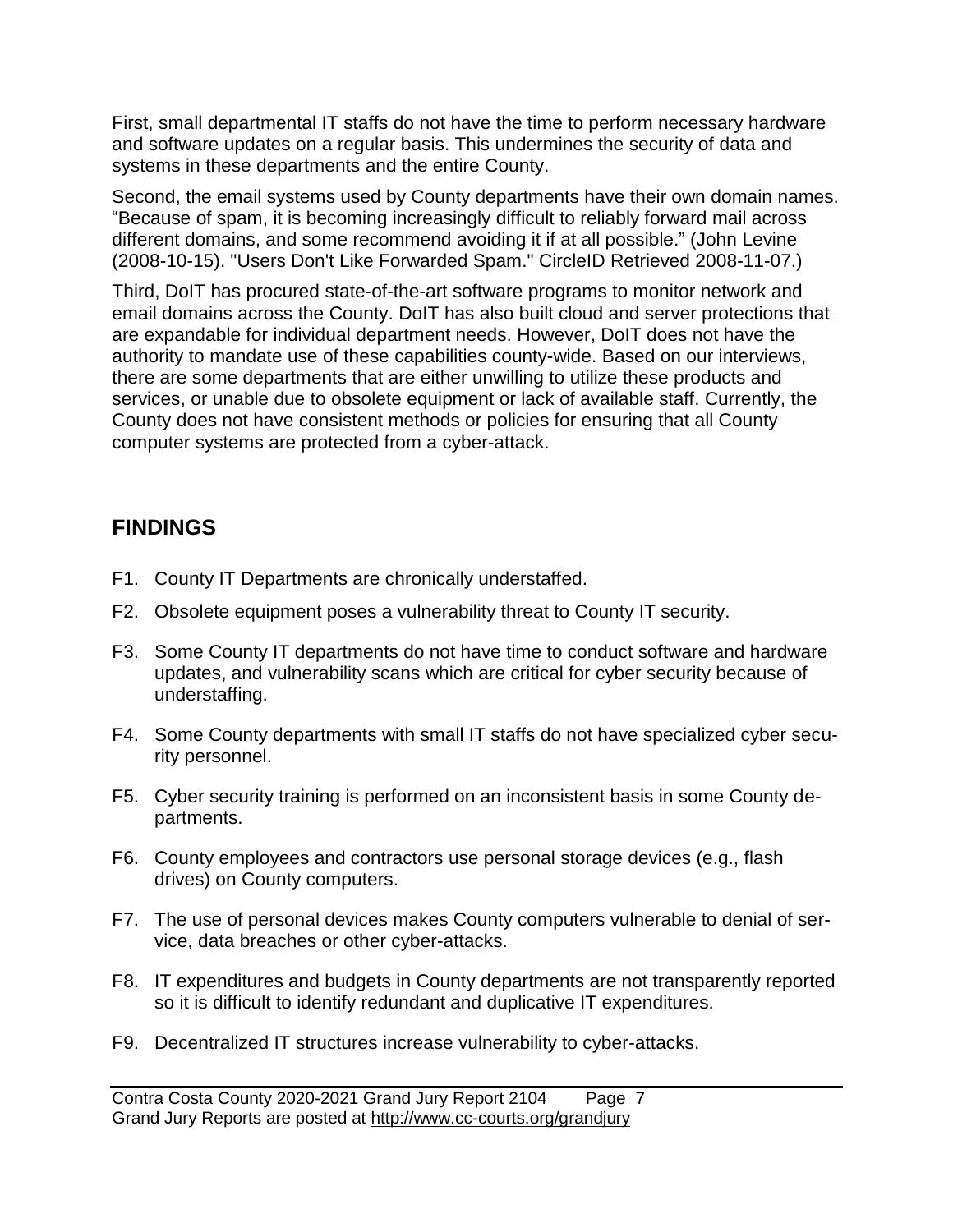First, small departmental IT staffs do not have the time to perform necessary hardware and software updates on a regular basis. This undermines the security of data and systems in these departments and the entire County.

Second, the email systems used by County departments have their own domain names. "Because of spam, it is becoming increasingly difficult to reliably forward mail across different domains, and some recommend avoiding it if at all possible." (John Levine (2008-10-15). "Users Don't Like Forwarded Spam." CircleID Retrieved 2008-11-07.)

Third, DoIT has procured state-of-the-art software programs to monitor network and email domains across the County. DoIT has also built cloud and server protections that are expandable for individual department needs. However, DoIT does not have the authority to mandate use of these capabilities county-wide. Based on our interviews, there are some departments that are either unwilling to utilize these products and services, or unable due to obsolete equipment or lack of available staff. Currently, the County does not have consistent methods or policies for ensuring that all County computer systems are protected from a cyber-attack.

## FINDINGS

F1. County IT Departments are chronically understaffed.

F2. Obsolete equipment poses a vulnerability threat to County IT security.

F3. Some County IT departments do not have time to conduct software and hardware updates, and vulnerability scans which are critical for cyber security because of understaffing.

F4. Some County departments with small IT staffs do not have specialized cyber security personnel.

F5. Cyber security training is performed on an inconsistent basis in some County departments.

F6. County employees and contractors use personal storage devices (e.g., flash drives) on County computers.

F7. The use of personal devices makes County computers vulnerable to denial of service, data breaches or other cyber-attacks.

F8. IT expenditures and budgets in County departments are not transparently reported so it is difficult to identify redundant and duplicative IT expenditures.

F9. Decentralized IT structures increase vulnerability to cyber-attacks.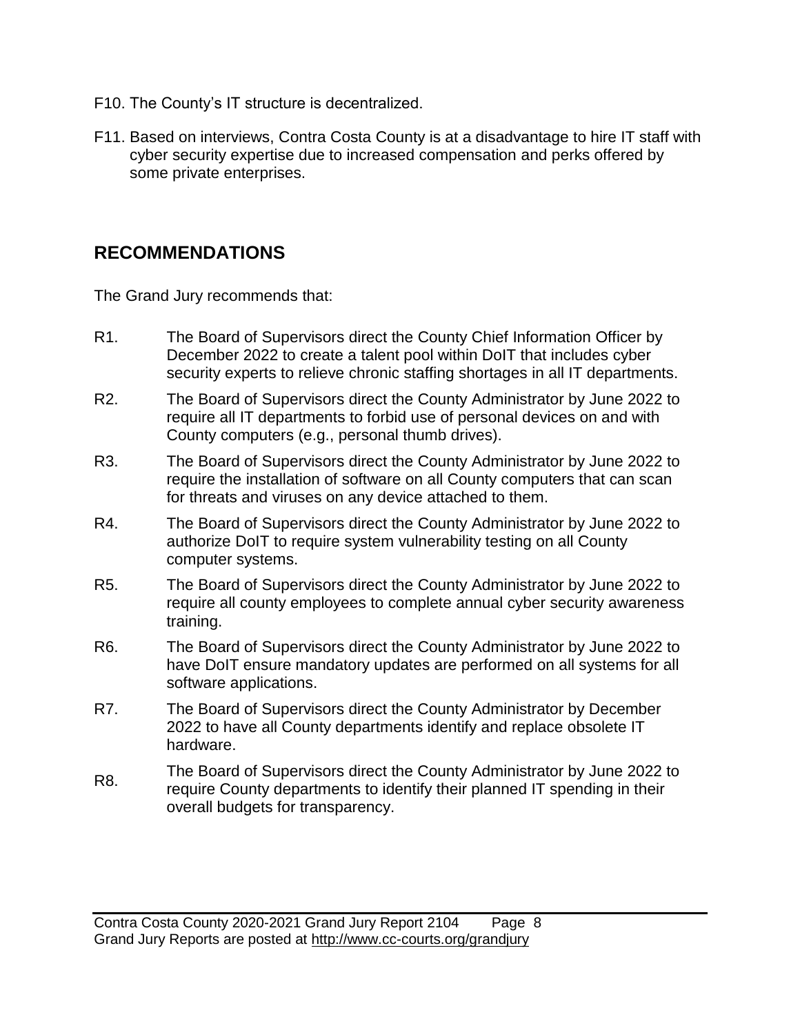F10. The County's IT structure is decentralized.

F11. Based on interviews, Contra Costa County is at a disadvantage to hire IT staff with cyber security expertise due to increased compensation and perks offered by some private enterprises.

## RECOMMENDATIONS

The Grand Jury recommends that:

R1. The Board of Supervisors direct the County Chief Information Officer by December 2022 to create a talent pool within DoIT that includes cyber security experts to relieve chronic staffing shortages in all IT departments.

R2. The Board of Supervisors direct the County Administrator by June 2022 to require all IT departments to forbid use of personal devices on and with County computers (e.g., personal thumb drives).

R3. The Board of Supervisors direct the County Administrator by June 2022 to require the installation of software on all County computers that can scan for threats and viruses on any device attached to them.

R4. The Board of Supervisors direct the County Administrator by June 2022 to authorize DoIT to require system vulnerability testing on all County computer systems.

R5. The Board of Supervisors direct the County Administrator by June 2022 to require all county employees to complete annual cyber security awareness training.

R6. The Board of Supervisors direct the County Administrator by June 2022 to have DoIT ensure mandatory updates are performed on all systems for all software applications.

R7. The Board of Supervisors direct the County Administrator by December 2022 to have all County departments identify and replace obsolete IT hardware.

R8. The Board of Supervisors direct the County Administrator by June 2022 to require County departments to identify their planned IT spending in their overall budgets for transparency.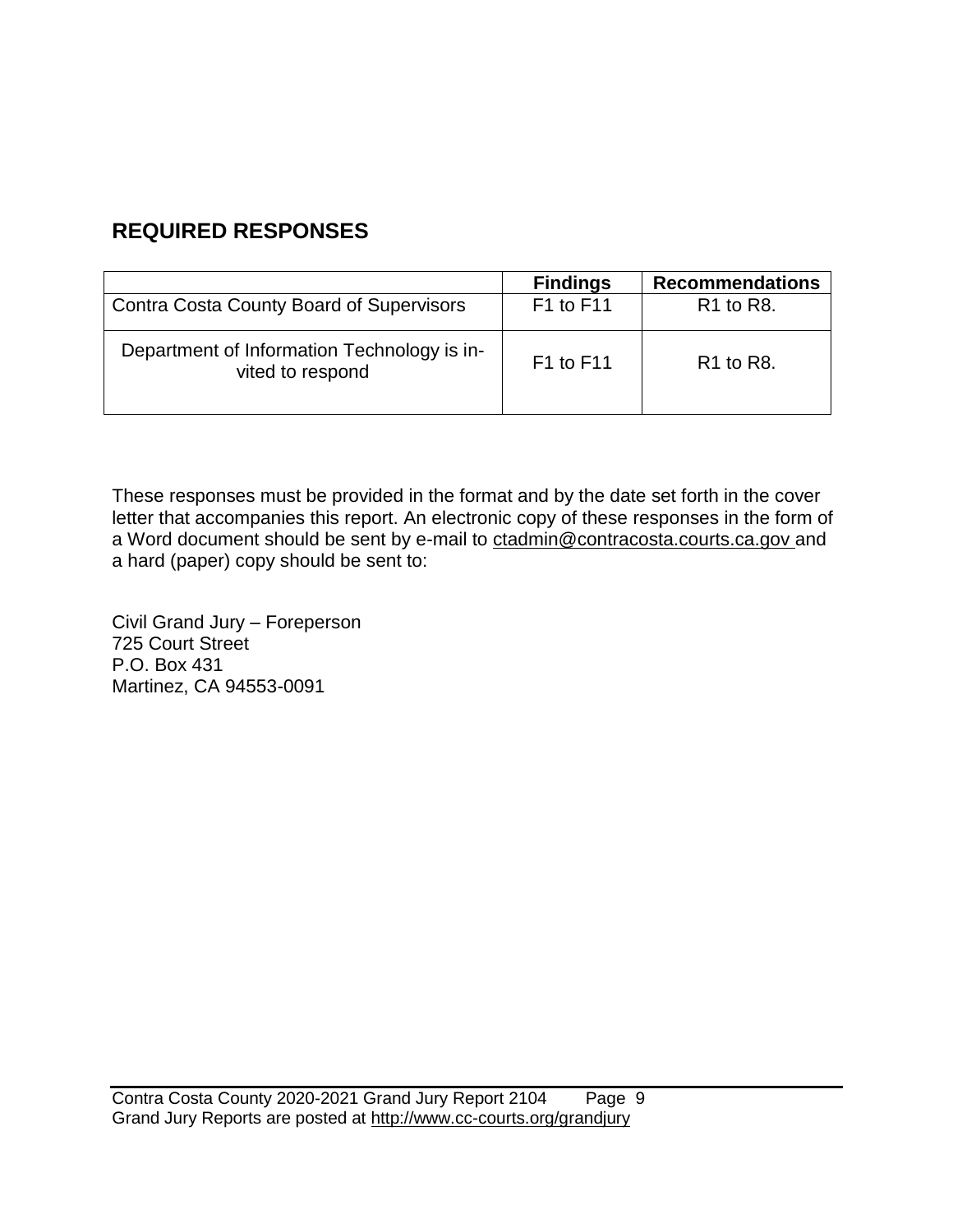## REQUIRED RESPONSES

| | Findings | Recommendations |
|---|---|---|
| Contra Costa County Board of Supervisors | F1 to F11 | R1 to R8. |
| Department of Information Technology is invited to respond | F1 to F11 | R1 to R8. |

These responses must be provided in the format and by the date set forth in the cover letter that accompanies this report. An electronic copy of these responses in the form of a Word document should be sent by e-mail to ctadmin@contracosta.courts.ca.gov and a hard (paper) copy should be sent to:

Civil Grand Jury – Foreperson
725 Court Street
P.O. Box 431
Martinez, CA 94553-0091